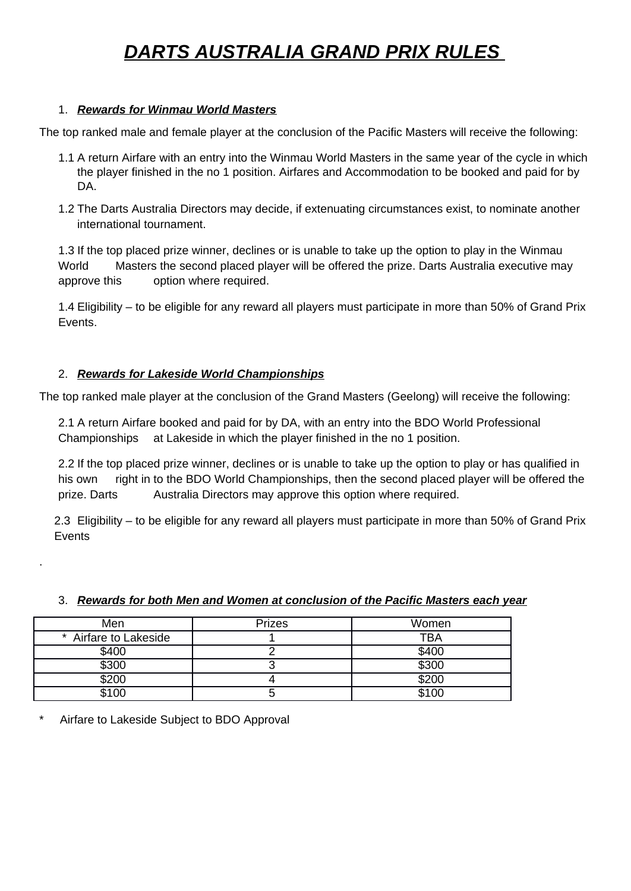# ***DARTS AUSTRALIA GRAND PRIX RULES***

1. ***Rewards for Winmau World Masters***

The top ranked male and female player at the conclusion of the Pacific Masters will receive the following:

1.1 A return Airfare with an entry into the Winmau World Masters in the same year of the cycle in which the player finished in the no 1 position. Airfares and Accommodation to be booked and paid for by DA.

1.2 The Darts Australia Directors may decide, if extenuating circumstances exist, to nominate another international tournament.

1.3 If the top placed prize winner, declines or is unable to take up the option to play in the Winmau World Masters the second placed player will be offered the prize. Darts Australia executive may approve this option where required.

1.4 Eligibility – to be eligible for any reward all players must participate in more than 50% of Grand Prix Events.

2. ***Rewards for Lakeside World Championships***

The top ranked male player at the conclusion of the Grand Masters (Geelong) will receive the following:

2.1 A return Airfare booked and paid for by DA, with an entry into the BDO World Professional Championships at Lakeside in which the player finished in the no 1 position.

2.2 If the top placed prize winner, declines or is unable to take up the option to play or has qualified in his own right in to the BDO World Championships, then the second placed player will be offered the prize. Darts Australia Directors may approve this option where required.

2.3 Eligibility – to be eligible for any reward all players must participate in more than 50% of Grand Prix Events

.

3. ***Rewards for both Men and Women at conclusion of the Pacific Masters each year***

| Men | Prizes | Women |
|---|---|---|
| * Airfare to Lakeside | 1 | TBA |
| $400 | 2 | $400 |
| $300 | 3 | $300 |
| $200 | 4 | $200 |
| $100 | 5 | $100 |

* Airfare to Lakeside Subject to BDO Approval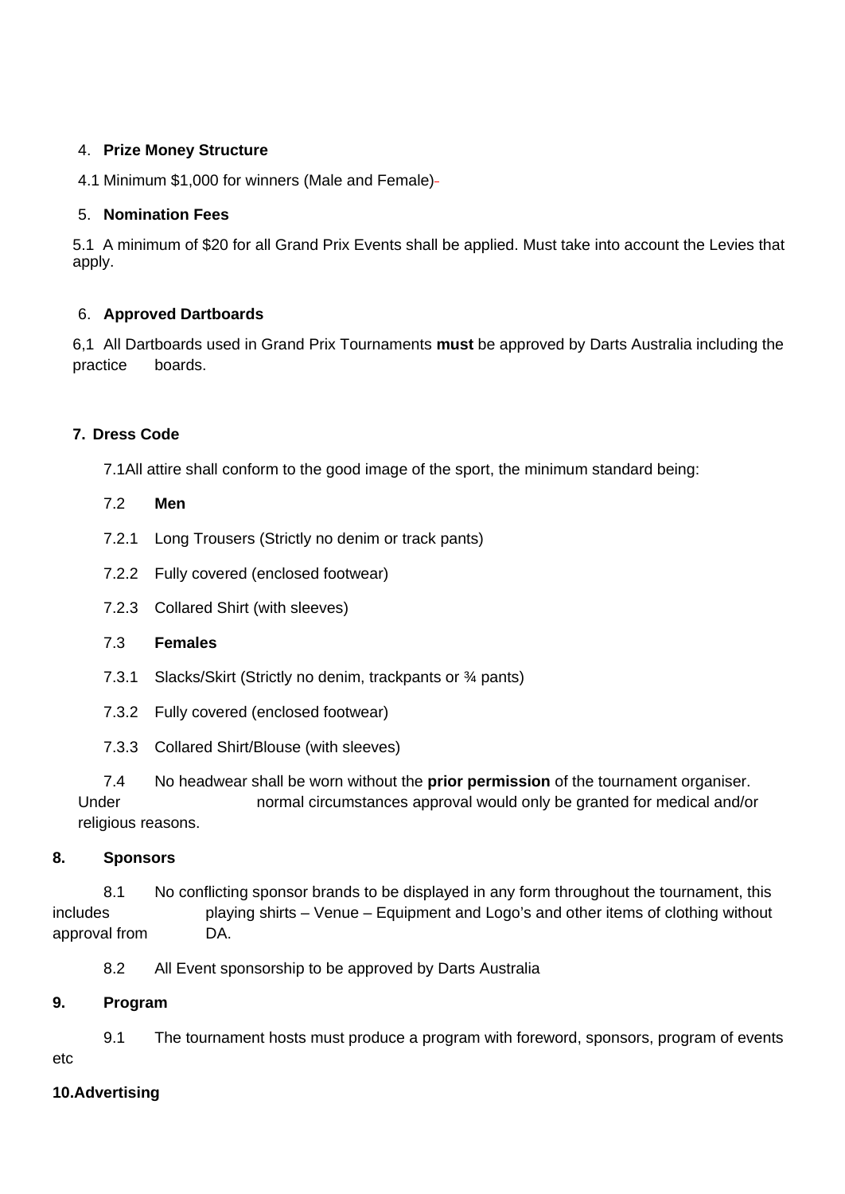4. **Prize Money Structure**

4.1 Minimum $1,000 for winners (Male and Female)

5. **Nomination Fees**

5.1 A minimum of $20 for all Grand Prix Events shall be applied. Must take into account the Levies that apply.

6. **Approved Dartboards**

6,1 All Dartboards used in Grand Prix Tournaments **must** be approved by Darts Australia including the practice boards.

**7. Dress Code**

7.1All attire shall conform to the good image of the sport, the minimum standard being:

7.2 **Men**

7.2.1 Long Trousers (Strictly no denim or track pants)

7.2.2 Fully covered (enclosed footwear)

7.2.3 Collared Shirt (with sleeves)

7.3 **Females**

7.3.1 Slacks/Skirt (Strictly no denim, trackpants or ¾ pants)

7.3.2 Fully covered (enclosed footwear)

7.3.3 Collared Shirt/Blouse (with sleeves)

7.4 No headwear shall be worn without the **prior permission** of the tournament organiser. Under normal circumstances approval would only be granted for medical and/or religious reasons.

**8. Sponsors**

8.1 No conflicting sponsor brands to be displayed in any form throughout the tournament, this includes playing shirts – Venue – Equipment and Logo's and other items of clothing without approval from DA.

8.2 All Event sponsorship to be approved by Darts Australia

**9. Program**

9.1 The tournament hosts must produce a program with foreword, sponsors, program of events etc

**10.Advertising**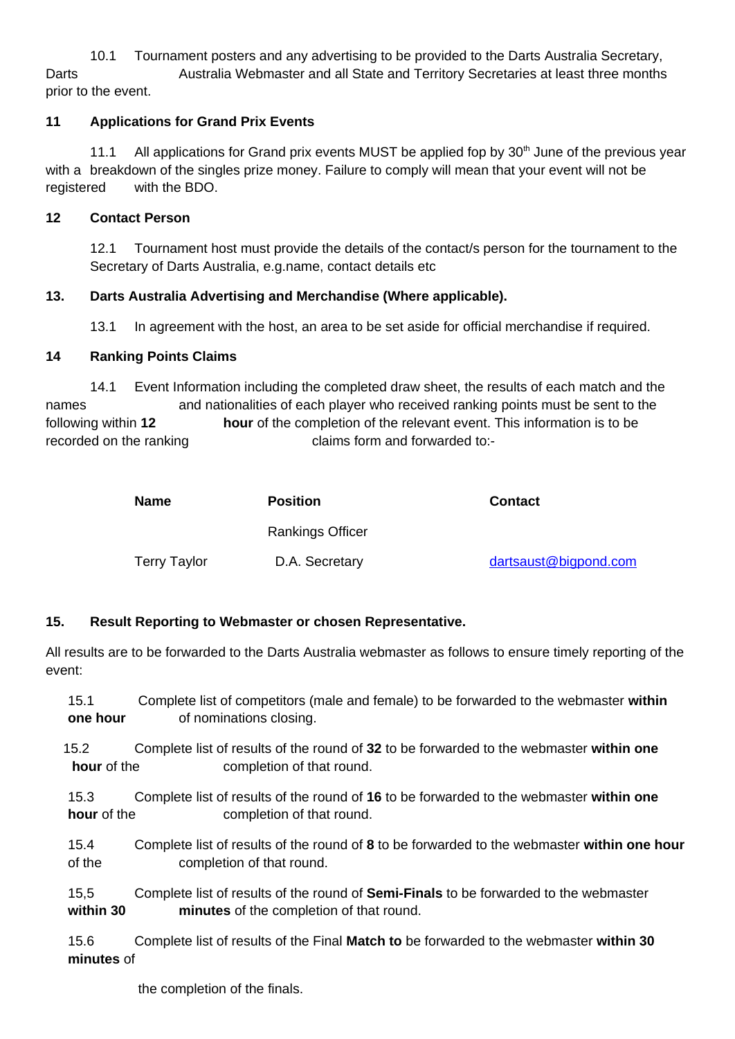10.1 Tournament posters and any advertising to be provided to the Darts Australia Secretary, Darts Australia Webmaster and all State and Territory Secretaries at least three months prior to the event.

**11 Applications for Grand Prix Events**

11.1 All applications for Grand prix events MUST be applied fop by 30[th] June of the previous year with a breakdown of the singles prize money. Failure to comply will mean that your event will not be registered with the BDO.

**12 Contact Person**

12.1 Tournament host must provide the details of the contact/s person for the tournament to the Secretary of Darts Australia, e.g.name, contact details etc

**13. Darts Australia Advertising and Merchandise (Where applicable).**

13.1 In agreement with the host, an area to be set aside for official merchandise if required.

**14 Ranking Points Claims**

14.1 Event Information including the completed draw sheet, the results of each match and the names and nationalities of each player who received ranking points must be sent to the following within **12 hour** of the completion of the relevant event. This information is to be recorded on the ranking claims form and forwarded to:-

| **Name** | **Position** | **Contact** |
|---|---|---|
| | Rankings Officer | |
| Terry Taylor | D.A. Secretary | dartsaust@bigpond.com |

**15. Result Reporting to Webmaster or chosen Representative.**

All results are to be forwarded to the Darts Australia webmaster as follows to ensure timely reporting of the event:

15.1 Complete list of competitors (male and female) to be forwarded to the webmaster **within one hour** of nominations closing.

15.2 Complete list of results of the round of **32** to be forwarded to the webmaster **within one hour** of the completion of that round.

15.3 Complete list of results of the round of **16** to be forwarded to the webmaster **within one hour** of the completion of that round.

15.4 Complete list of results of the round of **8** to be forwarded to the webmaster **within one hour** of the completion of that round.

15,5 Complete list of results of the round of **Semi-Finals** to be forwarded to the webmaster **within 30 minutes** of the completion of that round.

15.6 Complete list of results of the Final **Match to** be forwarded to the webmaster **within 30 minutes** of the completion of the finals.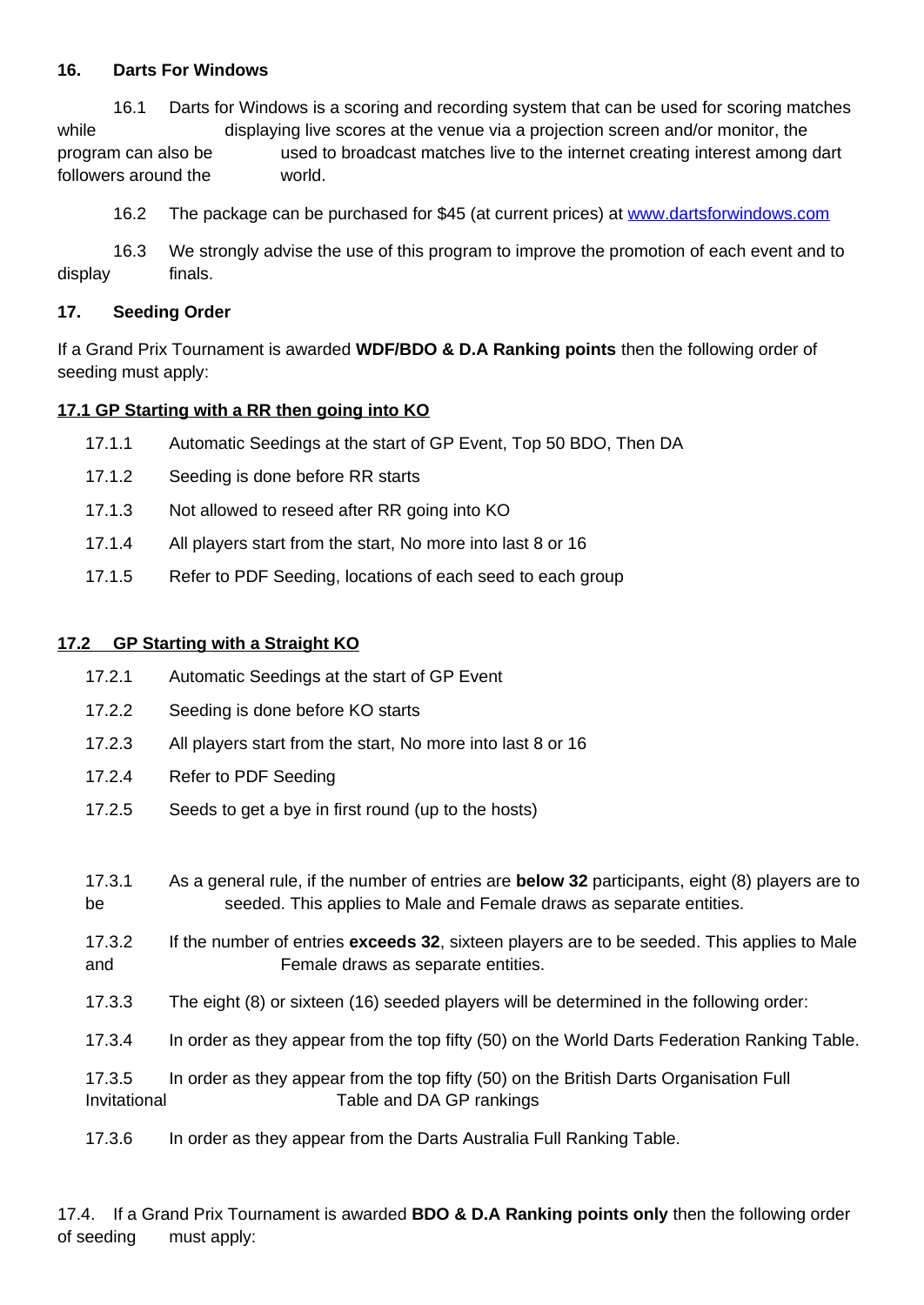### 16. Darts For Windows

16.1 Darts for Windows is a scoring and recording system that can be used for scoring matches while displaying live scores at the venue via a projection screen and/or monitor, the program can also be used to broadcast matches live to the internet creating interest among dart followers around the world.

16.2 The package can be purchased for $45 (at current prices) at [www.dartsforwindows.com](http://www.dartsforwindows.com)

16.3 We strongly advise the use of this program to improve the promotion of each event and to display finals.

### 17. Seeding Order

If a Grand Prix Tournament is awarded **WDF/BDO & D.A Ranking points** then the following order of seeding must apply:

**17.1 GP Starting with a RR then going into KO**

17.1.1 Automatic Seedings at the start of GP Event, Top 50 BDO, Then DA

17.1.2 Seeding is done before RR starts

17.1.3 Not allowed to reseed after RR going into KO

17.1.4 All players start from the start, No more into last 8 or 16

17.1.5 Refer to PDF Seeding, locations of each seed to each group

**17.2 GP Starting with a Straight KO**

17.2.1 Automatic Seedings at the start of GP Event

17.2.2 Seeding is done before KO starts

17.2.3 All players start from the start, No more into last 8 or 16

17.2.4 Refer to PDF Seeding

17.2.5 Seeds to get a bye in first round (up to the hosts)

17.3.1 As a general rule, if the number of entries are **below 32** participants, eight (8) players are to be seeded. This applies to Male and Female draws as separate entities.

17.3.2 If the number of entries **exceeds 32**, sixteen players are to be seeded. This applies to Male and Female draws as separate entities.

17.3.3 The eight (8) or sixteen (16) seeded players will be determined in the following order:

17.3.4 In order as they appear from the top fifty (50) on the World Darts Federation Ranking Table.

17.3.5 In order as they appear from the top fifty (50) on the British Darts Organisation Full Invitational Table and DA GP rankings

17.3.6 In order as they appear from the Darts Australia Full Ranking Table.

17.4. If a Grand Prix Tournament is awarded **BDO & D.A Ranking points only** then the following order of seeding must apply: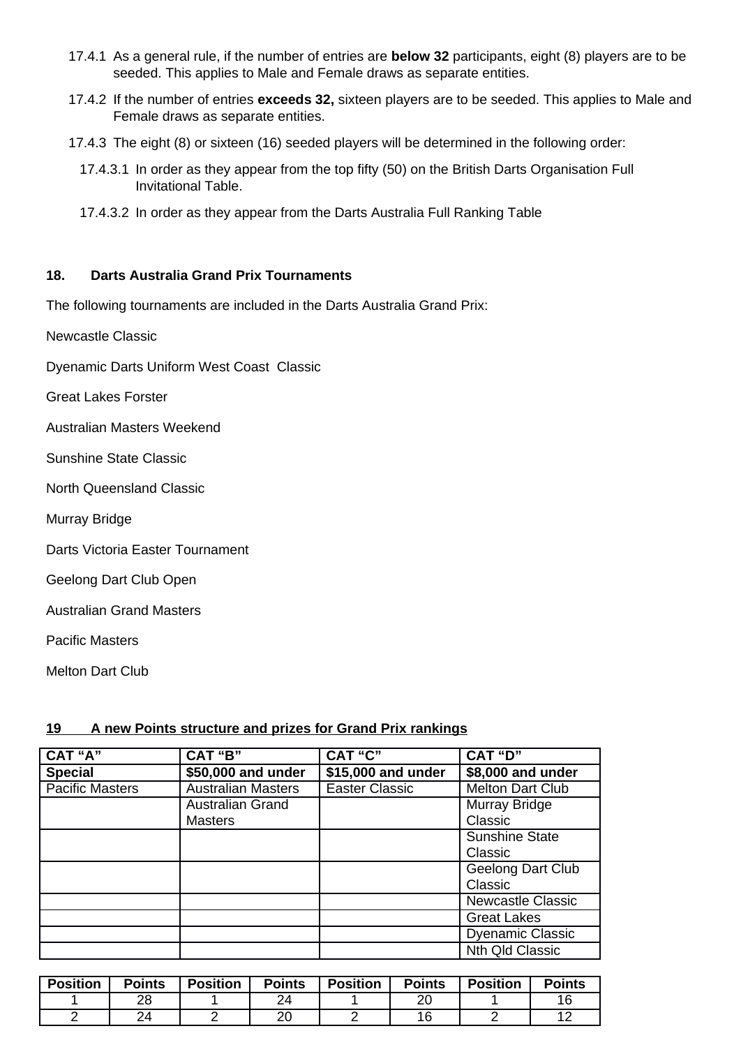17.4.1 As a general rule, if the number of entries are **below 32** participants, eight (8) players are to be seeded. This applies to Male and Female draws as separate entities.

17.4.2 If the number of entries **exceeds 32,** sixteen players are to be seeded. This applies to Male and Female draws as separate entities.

17.4.3 The eight (8) or sixteen (16) seeded players will be determined in the following order:

17.4.3.1 In order as they appear from the top fifty (50) on the British Darts Organisation Full Invitational Table.

17.4.3.2 In order as they appear from the Darts Australia Full Ranking Table

## 18. Darts Australia Grand Prix Tournaments

The following tournaments are included in the Darts Australia Grand Prix:

Newcastle Classic

Dyenamic Darts Uniform West Coast Classic

Great Lakes Forster

Australian Masters Weekend

Sunshine State Classic

North Queensland Classic

Murray Bridge

Darts Victoria Easter Tournament

Geelong Dart Club Open

Australian Grand Masters

Pacific Masters

Melton Dart Club

## 19 A new Points structure and prizes for Grand Prix rankings

| CAT "A" | CAT "B" | CAT "C" | CAT "D" |
|---|---|---|---|
| **Special** | **$50,000 and under** | **$15,000 and under** | **$8,000 and under** |
| Pacific Masters | Australian Masters | Easter Classic | Melton Dart Club |
| | Australian Grand Masters | | Murray Bridge Classic |
| | | | Sunshine State Classic |
| | | | Geelong Dart Club Classic |
| | | | Newcastle Classic |
| | | | Great Lakes |
| | | | Dyenamic Classic |
| | | | Nth Qld Classic |

| Position | Points | Position | Points | Position | Points | Position | Points |
|---|---|---|---|---|---|---|---|
| 1 | 28 | 1 | 24 | 1 | 20 | 1 | 16 |
| 2 | 24 | 2 | 20 | 2 | 16 | 2 | 12 |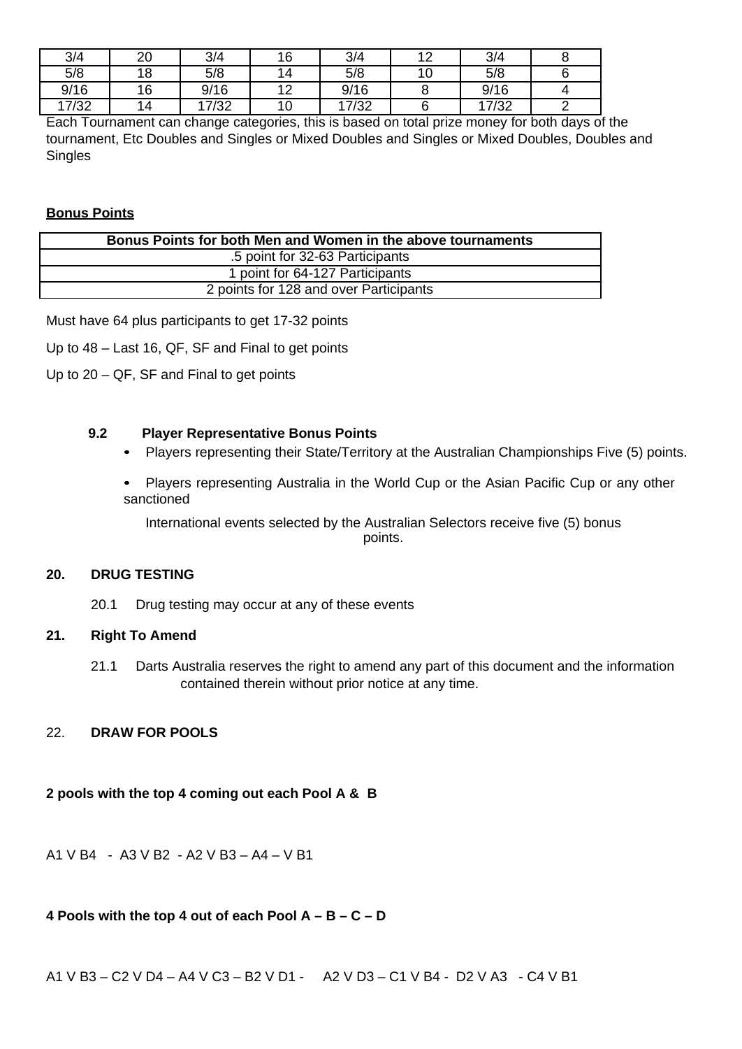| 3/4 | 20 | 3/4 | 16 | 3/4 | 12 | 3/4 | 8 |
|---|---|---|---|---|---|---|---|
| 5/8 | 18 | 5/8 | 14 | 5/8 | 10 | 5/8 | 6 |
| 9/16 | 16 | 9/16 | 12 | 9/16 | 8 | 9/16 | 4 |
| 17/32 | 14 | 17/32 | 10 | 17/32 | 6 | 17/32 | 2 |

Each Tournament can change categories, this is based on total prize money for both days of the tournament, Etc Doubles and Singles or Mixed Doubles and Singles or Mixed Doubles, Doubles and Singles

**Bonus Points**

| Bonus Points for both Men and Women in the above tournaments |
|---|
| .5 point for 32-63 Participants |
| 1 point for 64-127 Participants |
| 2 points for 128 and over Participants |

Must have 64 plus participants to get 17-32 points

Up to 48 – Last 16, QF, SF and Final to get points

Up to 20 – QF, SF and Final to get points

**9.2 Player Representative Bonus Points**

- Players representing their State/Territory at the Australian Championships Five (5) points.
- Players representing Australia in the World Cup or the Asian Pacific Cup or any other sanctioned

  International events selected by the Australian Selectors receive five (5) bonus points.

**20. DRUG TESTING**

20.1 Drug testing may occur at any of these events

**21. Right To Amend**

21.1 Darts Australia reserves the right to amend any part of this document and the information contained therein without prior notice at any time.

22. **DRAW FOR POOLS**

**2 pools with the top 4 coming out each Pool A & B**

A1 V B4 - A3 V B2 - A2 V B3 – A4 – V B1

**4 Pools with the top 4 out of each Pool A – B – C – D**

A1 V B3 – C2 V D4 – A4 V C3 – B2 V D1 - A2 V D3 – C1 V B4 - D2 V A3 - C4 V B1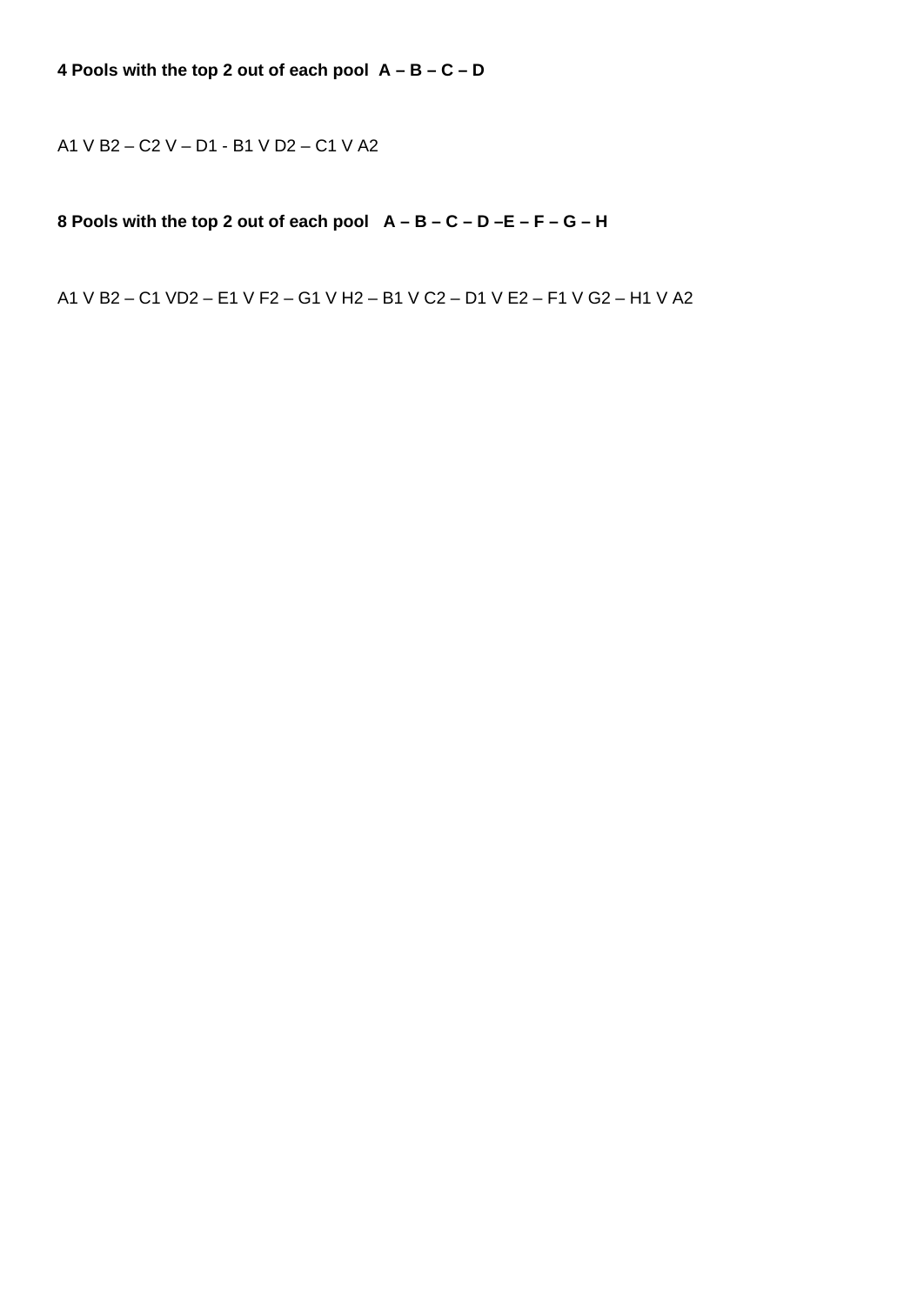**4 Pools with the top 2 out of each pool  A – B – C – D**

A1 V B2 – C2 V – D1 - B1 V D2 – C1 V A2

**8 Pools with the top 2 out of each pool   A – B – C – D –E – F – G – H**

A1 V B2 – C1 VD2 – E1 V F2 – G1 V H2 – B1 V C2 – D1 V E2 – F1 V G2 – H1 V A2